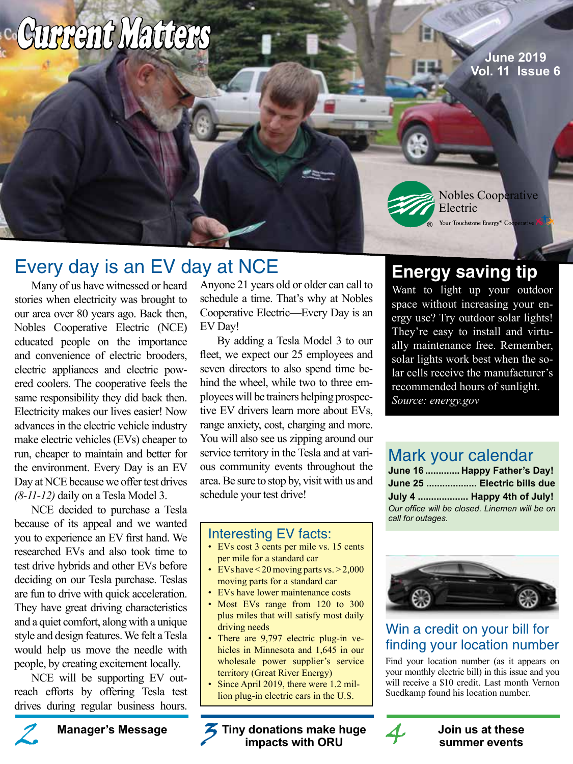# Current Matters

June 2019
Vol. 11 Issue 6

Nobles Cooperative Electric
Your Touchstone Energy® Cooperative

## Every day is an EV day at NCE

Many of us have witnessed or heard stories when electricity was brought to our area over 80 years ago. Back then, Nobles Cooperative Electric (NCE) educated people on the importance and convenience of electric brooders, electric appliances and electric powered coolers. The cooperative feels the same responsibility they did back then. Electricity makes our lives easier! Now advances in the electric vehicle industry make electric vehicles (EVs) cheaper to run, cheaper to maintain and better for the environment. Every Day is an EV Day at NCE because we offer test drives *(8-11-12)* daily on a Tesla Model 3.

NCE decided to purchase a Tesla because of its appeal and we wanted you to experience an EV first hand. We researched EVs and also took time to test drive hybrids and other EVs before deciding on our Tesla purchase. Teslas are fun to drive with quick acceleration. They have great driving characteristics and a quiet comfort, along with a unique style and design features. We felt a Tesla would help us move the needle with people, by creating excitement locally.

NCE will be supporting EV outreach efforts by offering Tesla test drives during regular business hours. Anyone 21 years old or older can call to schedule a time. That's why at Nobles Cooperative Electric—Every Day is an EV Day!

By adding a Tesla Model 3 to our fleet, we expect our 25 employees and seven directors to also spend time behind the wheel, while two to three employees will be trainers helping prospective EV drivers learn more about EVs, range anxiety, cost, charging and more. You will also see us zipping around our service territory in the Tesla and at various community events throughout the area. Be sure to stop by, visit with us and schedule your test drive!

### Interesting EV facts:

- EVs cost 3 cents per mile vs. 15 cents per mile for a standard car
- EVs have < 20 moving parts vs. > 2,000 moving parts for a standard car
- EVs have lower maintenance costs
- Most EVs range from 120 to 300 plus miles that will satisfy most daily driving needs
- There are 9,797 electric plug-in vehicles in Minnesota and 1,645 in our wholesale power supplier's service territory (Great River Energy)
- Since April 2019, there were 1.2 million plug-in electric cars in the U.S.

## Energy saving tip

Want to light up your outdoor space without increasing your energy use? Try outdoor solar lights! They're easy to install and virtually maintenance free. Remember, solar lights work best when the solar cells receive the manufacturer's recommended hours of sunlight.
*Source: energy.gov*

## Mark your calendar

**June 16 ............ Happy Father's Day!**
**June 25 .................. Electric bills due**
**July 4 .................. Happy 4th of July!**
*Our office will be closed. Linemen will be on call for outages.*

## Win a credit on your bill for finding your location number

Find your location number (as it appears on your monthly electric bill) in this issue and you will receive a $10 credit. Last month Vernon Suedkamp found his location number.

---

**2** Manager's Message

**3** Tiny donations make huge impacts with ORU

**4** Join us at these summer events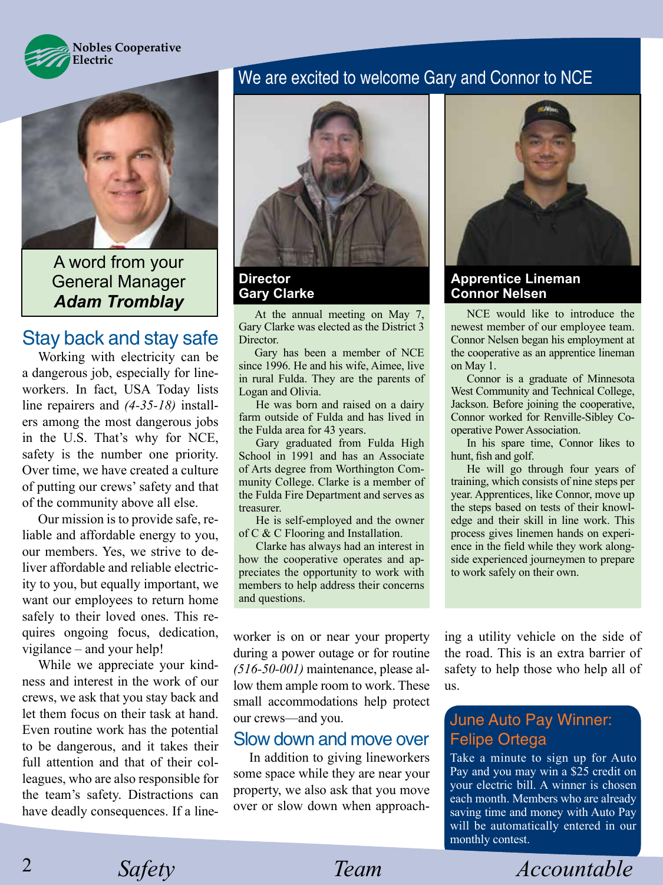Nobles Cooperative Electric

A word from your General Manager
***Adam Tromblay***

## Stay back and stay safe

Working with electricity can be a dangerous job, especially for lineworkers. In fact, USA Today lists line repairers and *(4-35-18)* installers among the most dangerous jobs in the U.S. That's why for NCE, safety is the number one priority. Over time, we have created a culture of putting our crews' safety and that of the community above all else.

Our mission is to provide safe, reliable and affordable energy to you, our members. Yes, we strive to deliver affordable and reliable electricity to you, but equally important, we want our employees to return home safely to their loved ones. This requires ongoing focus, dedication, vigilance – and your help!

While we appreciate your kindness and interest in the work of our crews, we ask that you stay back and let them focus on their task at hand. Even routine work has the potential to be dangerous, and it takes their full attention and that of their colleagues, who are also responsible for the team's safety. Distractions can have deadly consequences. If a lineworker is on or near your property during a power outage or for routine *(516-50-001)* maintenance, please allow them ample room to work. These small accommodations help protect our crews—and you.

## Slow down and move over

In addition to giving lineworkers some space while they are near your property, we also ask that you move over or slow down when approaching a utility vehicle on the side of the road. This is an extra barrier of safety to help those who help all of us.

## We are excited to welcome Gary and Connor to NCE

### Director Gary Clarke

At the annual meeting on May 7, Gary Clarke was elected as the District 3 Director.

Gary has been a member of NCE since 1996. He and his wife, Aimee, live in rural Fulda. They are the parents of Logan and Olivia.

He was born and raised on a dairy farm outside of Fulda and has lived in the Fulda area for 43 years.

Gary graduated from Fulda High School in 1991 and has an Associate of Arts degree from Worthington Community College. Clarke is a member of the Fulda Fire Department and serves as treasurer.

He is self-employed and the owner of C & C Flooring and Installation.

Clarke has always had an interest in how the cooperative operates and appreciates the opportunity to work with members to help address their concerns and questions.

### Apprentice Lineman Connor Nelsen

NCE would like to introduce the newest member of our employee team. Connor Nelsen began his employment at the cooperative as an apprentice lineman on May 1.

Connor is a graduate of Minnesota West Community and Technical College, Jackson. Before joining the cooperative, Connor worked for Renville-Sibley Cooperative Power Association.

In his spare time, Connor likes to hunt, fish and golf.

He will go through four years of training, which consists of nine steps per year. Apprentices, like Connor, move up the steps based on tests of their knowledge and their skill in line work. This process gives linemen hands on experience in the field while they work alongside experienced journeymen to prepare to work safely on their own.

## June Auto Pay Winner: Felipe Ortega

Take a minute to sign up for Auto Pay and you may win a $25 credit on your electric bill. A winner is chosen each month. Members who are already saving time and money with Auto Pay will be automatically entered in our monthly contest.

*Safety* *Team* *Accountable*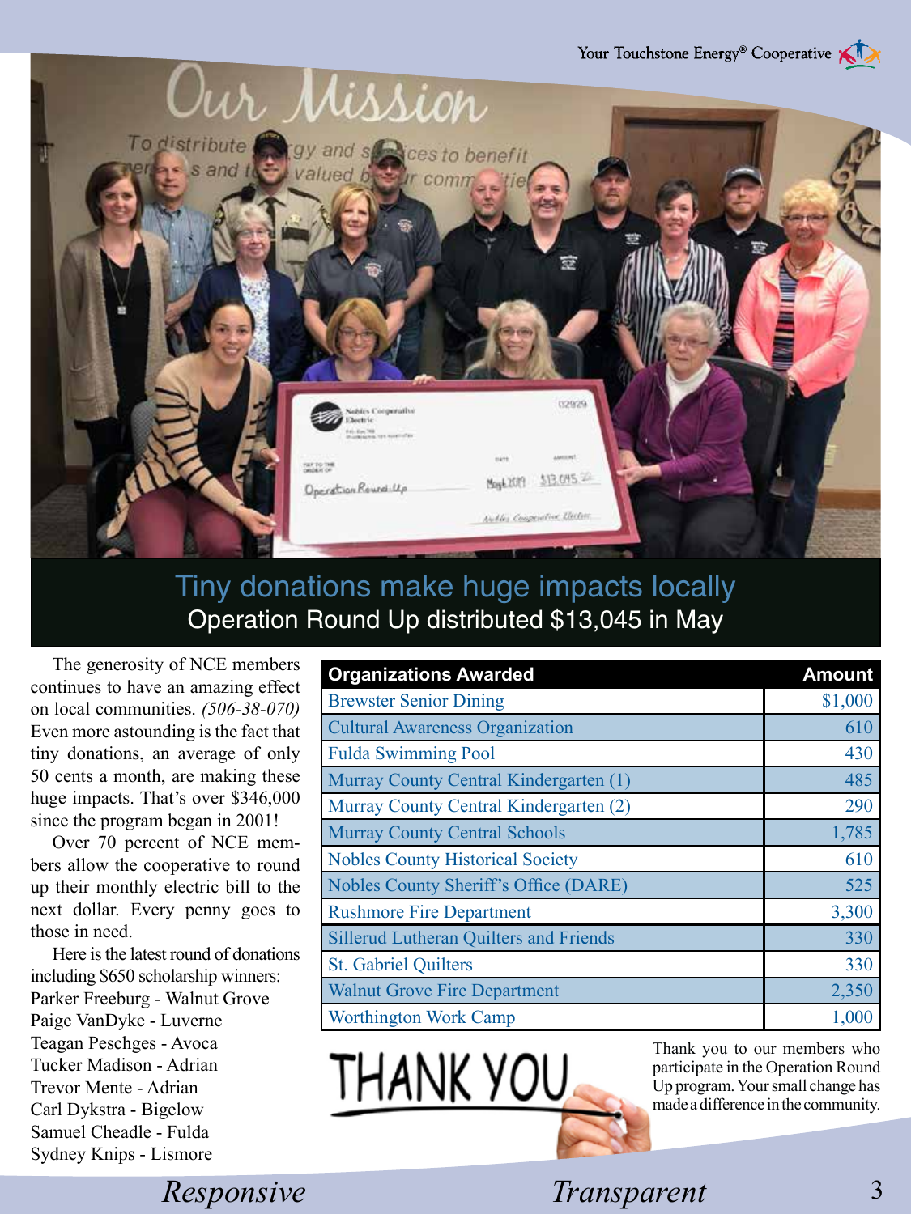# Tiny donations make huge impacts locally

## Operation Round Up distributed $13,045 in May

The generosity of NCE members continues to have an amazing effect on local communities. *(506-38-070)* Even more astounding is the fact that tiny donations, an average of only 50 cents a month, are making these huge impacts. That's over $346,000 since the program began in 2001!

Over 70 percent of NCE members allow the cooperative to round up their monthly electric bill to the next dollar. Every penny goes to those in need.

Here is the latest round of donations including $650 scholarship winners:

Parker Freeburg - Walnut Grove
Paige VanDyke - Luverne
Teagan Peschges - Avoca
Tucker Madison - Adrian
Trevor Mente - Adrian
Carl Dykstra - Bigelow
Samuel Cheadle - Fulda
Sydney Knips - Lismore

| Organizations Awarded | Amount |
|---|---|
| Brewster Senior Dining | $1,000 |
| Cultural Awareness Organization | 610 |
| Fulda Swimming Pool | 430 |
| Murray County Central Kindergarten (1) | 485 |
| Murray County Central Kindergarten (2) | 290 |
| Murray County Central Schools | 1,785 |
| Nobles County Historical Society | 610 |
| Nobles County Sheriff's Office (DARE) | 525 |
| Rushmore Fire Department | 3,300 |
| Sillerud Lutheran Quilters and Friends | 330 |
| St. Gabriel Quilters | 330 |
| Walnut Grove Fire Department | 2,350 |
| Worthington Work Camp | 1,000 |

THANK YOU

Thank you to our members who participate in the Operation Round Up program. Your small change has made a difference in the community.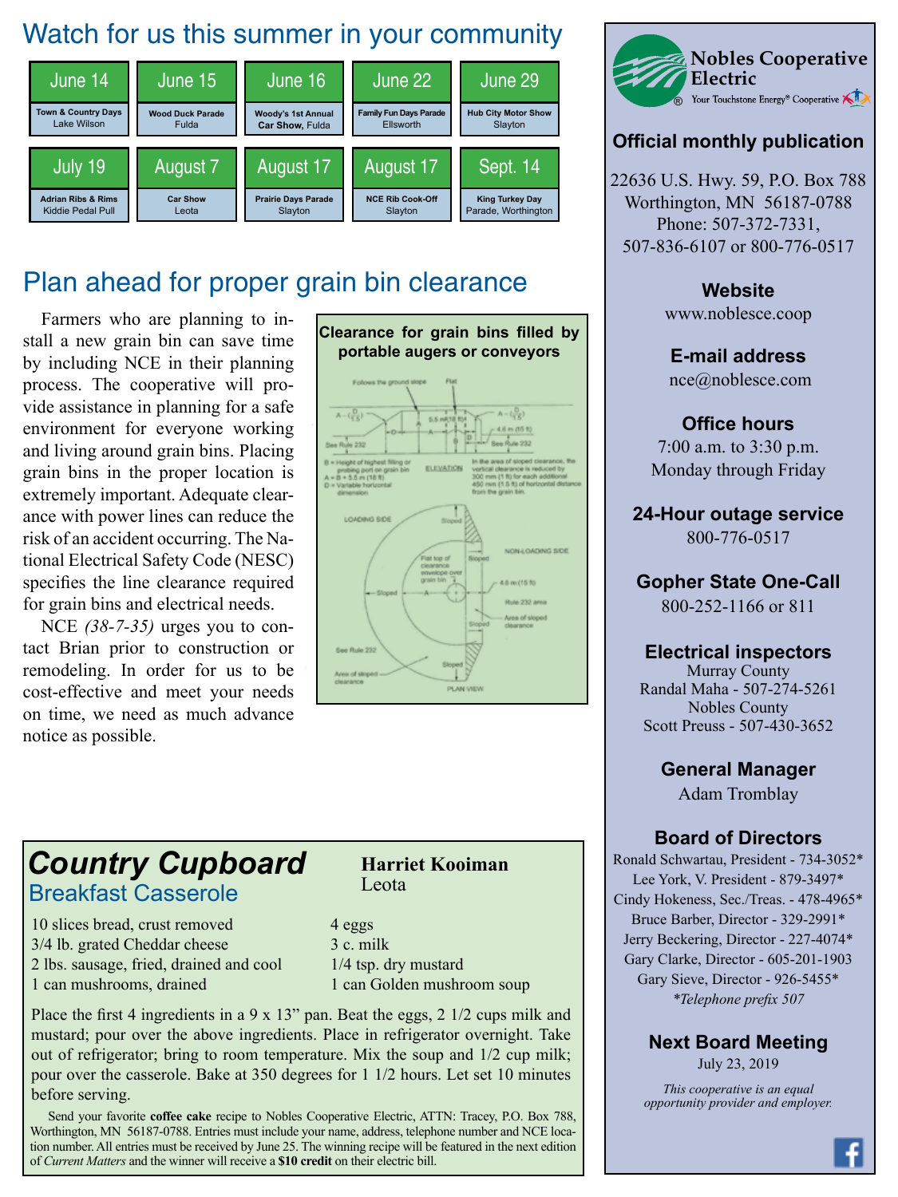# Watch for us this summer in your community

| | | | | |
|---|---|---|---|---|
| June 14 | June 15 | June 16 | June 22 | June 29 |
| Town & Country Days Lake Wilson | Wood Duck Parade Fulda | Woody's 1st Annual Car Show, Fulda | Family Fun Days Parade Ellsworth | Hub City Motor Show Slayton |
| July 19 | August 7 | August 17 | August 17 | Sept. 14 |
| Adrian Ribs & Rims Kiddie Pedal Pull | Car Show Leota | Prairie Days Parade Slayton | NCE Rib Cook-Off Slayton | King Turkey Day Parade, Worthington |

# Plan ahead for proper grain bin clearance

Farmers who are planning to install a new grain bin can save time by including NCE in their planning process. The cooperative will provide assistance in planning for a safe environment for everyone working and living around grain bins. Placing grain bins in the proper location is extremely important. Adequate clearance with power lines can reduce the risk of an accident occurring. The National Electrical Safety Code (NESC) specifies the line clearance required for grain bins and electrical needs.

NCE *(38-7-35)* urges you to contact Brian prior to construction or remodeling. In order for us to be cost-effective and meet your needs on time, we need as much advance notice as possible.

**Clearance for grain bins filled by portable augers or conveyors**

Follows the ground slope
Flat
5.5 m (18 ft)
4.6 m (15 ft)
See Rule 232
B = Height of highest filling or probing port on grain bin
A = B + 5.5 m (18 ft)
D = Variable horizontal dimension
ELEVATION
In the area of sloped clearance, the vertical clearance is reduced by 300 mm (1 ft) for each additional 450 mm (1.5 ft) of horizontal distance from the grain bin.
LOADING SIDE
NON-LOADING SIDE
Sloped
Flat top of clearance envelope over grain bin
4.6 m (15 ft)
Rule 232 area
Area of sloped clearance
PLAN VIEW

# Country Cupboard

## Breakfast Casserole

**Harriet Kooiman**
Leota

- 10 slices bread, crust removed
- 3/4 lb. grated Cheddar cheese
- 2 lbs. sausage, fried, drained and cool
- 1 can mushrooms, drained
- 4 eggs
- 3 c. milk
- 1/4 tsp. dry mustard
- 1 can Golden mushroom soup

Place the first 4 ingredients in a 9 x 13" pan. Beat the eggs, 2 1/2 cups milk and mustard; pour over the above ingredients. Place in refrigerator overnight. Take out of refrigerator; bring to room temperature. Mix the soup and 1/2 cup milk; pour over the casserole. Bake at 350 degrees for 1 1/2 hours. Let set 10 minutes before serving.

Send your favorite **coffee cake** recipe to Nobles Cooperative Electric, ATTN: Tracey, P.O. Box 788, Worthington, MN 56187-0788. Entries must include your name, address, telephone number and NCE location number. All entries must be received by June 25. The winning recipe will be featured in the next edition of *Current Matters* and the winner will receive a **$10 credit** on their electric bill.

---

**Nobles Cooperative Electric**
Your Touchstone Energy® Cooperative

### Official monthly publication

22636 U.S. Hwy. 59, P.O. Box 788
Worthington, MN 56187-0788
Phone: 507-372-7331,
507-836-6107 or 800-776-0517

### Website
www.noblesce.coop

### E-mail address
nce@noblesce.com

### Office hours
7:00 a.m. to 3:30 p.m.
Monday through Friday

### 24-Hour outage service
800-776-0517

### Gopher State One-Call
800-252-1166 or 811

### Electrical inspectors
Murray County
Randal Maha - 507-274-5261
Nobles County
Scott Preuss - 507-430-3652

### General Manager
Adam Tromblay

### Board of Directors
Ronald Schwartau, President - 734-3052*
Lee York, V. President - 879-3497*
Cindy Hokeness, Sec./Treas. - 478-4965*
Bruce Barber, Director - 329-2991*
Jerry Beckering, Director - 227-4074*
Gary Clarke, Director - 605-201-1903
Gary Sieve, Director - 926-5455*
*\*Telephone prefix 507*

### Next Board Meeting
July 23, 2019

*This cooperative is an equal opportunity provider and employer.*